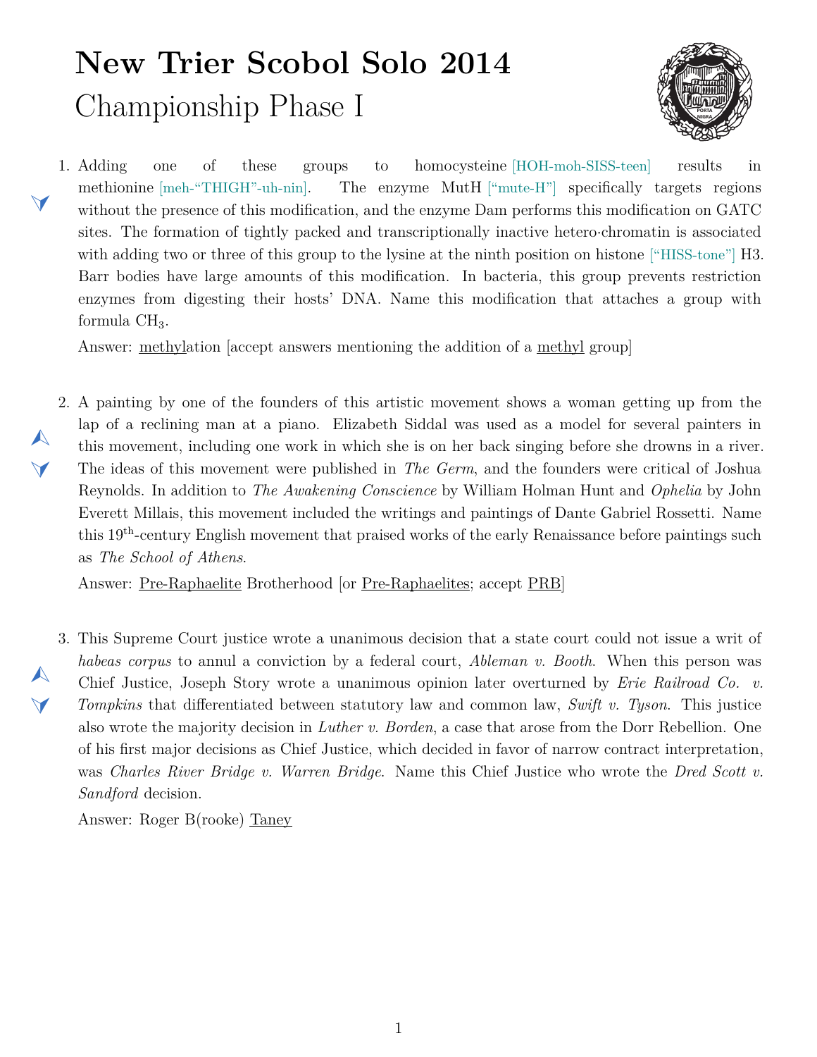# New Trier Scobol Solo 2014

## Championship Phase I

1. Adding one of these groups to homocysteine [HOH-moh-SISS-teen] results in methionine [meh-"THIGH"-uh-nin]. The enzyme MutH ["mute-H"] specifically targets regions without the presence of this modification, and the enzyme Dam performs this modification on GATC sites. The formation of tightly packed and transcriptionally inactive hetero·chromatin is associated with adding two or three of this group to the lysine at the ninth position on histone ["HISS-tone"] H3. Barr bodies have large amounts of this modification. In bacteria, this group prevents restriction enzymes from digesting their hosts' DNA. Name this modification that attaches a group with formula $CH_3$.

   Answer: methylation [accept answers mentioning the addition of a methyl group]

2. A painting by one of the founders of this artistic movement shows a woman getting up from the lap of a reclining man at a piano. Elizabeth Siddal was used as a model for several painters in this movement, including one work in which she is on her back singing before she drowns in a river. The ideas of this movement were published in *The Germ*, and the founders were critical of Joshua Reynolds. In addition to *The Awakening Conscience* by William Holman Hunt and *Ophelia* by John Everett Millais, this movement included the writings and paintings of Dante Gabriel Rossetti. Name this 19th-century English movement that praised works of the early Renaissance before paintings such as *The School of Athens*.

   Answer: Pre-Raphaelite Brotherhood [or Pre-Raphaelites; accept PRB]

3. This Supreme Court justice wrote a unanimous decision that a state court could not issue a writ of *habeas corpus* to annul a conviction by a federal court, *Ableman v. Booth*. When this person was Chief Justice, Joseph Story wrote a unanimous opinion later overturned by *Erie Railroad Co. v. Tompkins* that differentiated between statutory law and common law, *Swift v. Tyson*. This justice also wrote the majority decision in *Luther v. Borden*, a case that arose from the Dorr Rebellion. One of his first major decisions as Chief Justice, which decided in favor of narrow contract interpretation, was *Charles River Bridge v. Warren Bridge*. Name this Chief Justice who wrote the *Dred Scott v. Sandford* decision.

   Answer: Roger B(rooke) Taney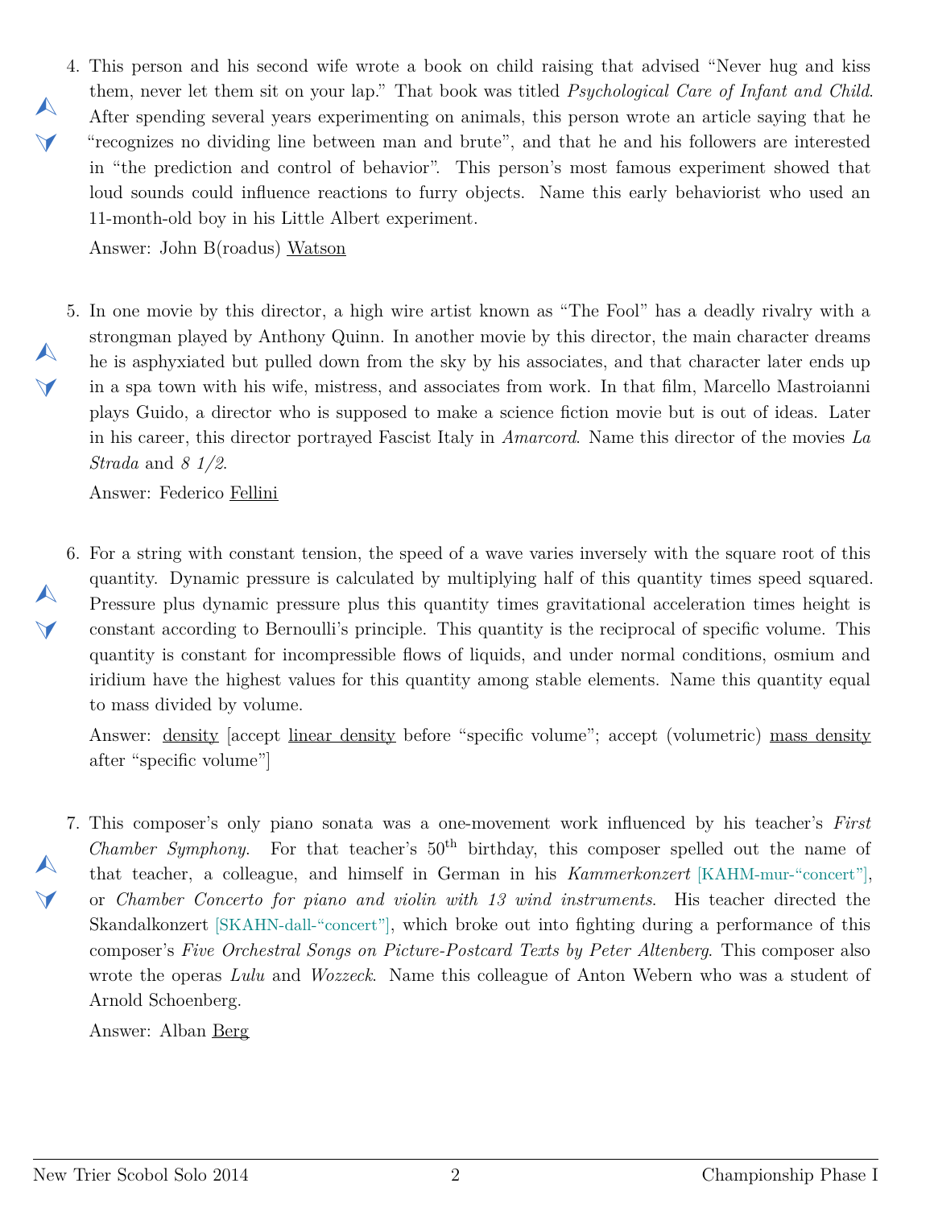4. This person and his second wife wrote a book on child raising that advised "Never hug and kiss them, never let them sit on your lap." That book was titled *Psychological Care of Infant and Child*. After spending several years experimenting on animals, this person wrote an article saying that he "recognizes no dividing line between man and brute", and that he and his followers are interested in "the prediction and control of behavior". This person's most famous experiment showed that loud sounds could influence reactions to furry objects. Name this early behaviorist who used an 11-month-old boy in his Little Albert experiment.

   Answer: John B(roadus) <u>Watson</u>

5. In one movie by this director, a high wire artist known as "The Fool" has a deadly rivalry with a strongman played by Anthony Quinn. In another movie by this director, the main character dreams he is asphyxiated but pulled down from the sky by his associates, and that character later ends up in a spa town with his wife, mistress, and associates from work. In that film, Marcello Mastroianni plays Guido, a director who is supposed to make a science fiction movie but is out of ideas. Later in his career, this director portrayed Fascist Italy in *Amarcord*. Name this director of the movies *La Strada* and *8 1/2*.

   Answer: Federico <u>Fellini</u>

6. For a string with constant tension, the speed of a wave varies inversely with the square root of this quantity. Dynamic pressure is calculated by multiplying half of this quantity times speed squared. Pressure plus dynamic pressure plus this quantity times gravitational acceleration times height is constant according to Bernoulli's principle. This quantity is the reciprocal of specific volume. This quantity is constant for incompressible flows of liquids, and under normal conditions, osmium and iridium have the highest values for this quantity among stable elements. Name this quantity equal to mass divided by volume.

   Answer: <u>density</u> [accept <u>linear density</u> before "specific volume"; accept (volumetric) <u>mass density</u> after "specific volume"]

7. This composer's only piano sonata was a one-movement work influenced by his teacher's *First Chamber Symphony*. For that teacher's 50th birthday, this composer spelled out the name of that teacher, a colleague, and himself in German in his *Kammerkonzert* [KAHM-mur-"concert"], or *Chamber Concerto for piano and violin with 13 wind instruments*. His teacher directed the Skandalkonzert [SKAHN-dall-"concert"], which broke out into fighting during a performance of this composer's *Five Orchestral Songs on Picture-Postcard Texts by Peter Altenberg*. This composer also wrote the operas *Lulu* and *Wozzeck*. Name this colleague of Anton Webern who was a student of Arnold Schoenberg.

   Answer: Alban <u>Berg</u>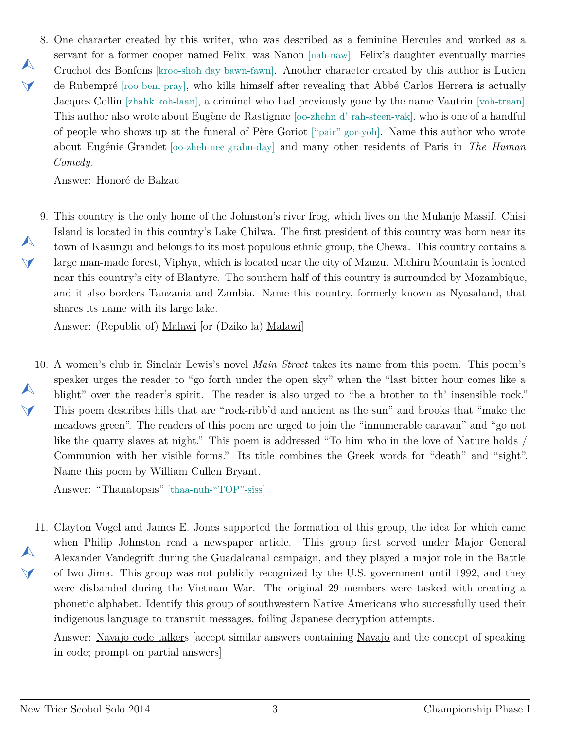8. One character created by this writer, who was described as a feminine Hercules and worked as a servant for a former cooper named Felix, was Nanon [nah-naw]. Felix's daughter eventually marries Cruchot des Bonfons [kroo-shoh day bawn-fawn]. Another character created by this author is Lucien de Rubempré [roo-bem-pray], who kills himself after revealing that Abbé Carlos Herrera is actually Jacques Collin [zhahk koh-laan], a criminal who had previously gone by the name Vautrin [voh-traan]. This author also wrote about Eugène de Rastignac [oo-zhehn d' rah-steen-yak], who is one of a handful of people who shows up at the funeral of Père Goriot ["pair" gor-yoh]. Name this author who wrote about Eugénie Grandet [oo-zheh-nee grahn-day] and many other residents of Paris in *The Human Comedy*.

   Answer: Honoré de <u>Balzac</u>

9. This country is the only home of the Johnston's river frog, which lives on the Mulanje Massif. Chisi Island is located in this country's Lake Chilwa. The first president of this country was born near its town of Kasungu and belongs to its most populous ethnic group, the Chewa. This country contains a large man-made forest, Viphya, which is located near the city of Mzuzu. Michiru Mountain is located near this country's city of Blantyre. The southern half of this country is surrounded by Mozambique, and it also borders Tanzania and Zambia. Name this country, formerly known as Nyasaland, that shares its name with its large lake.

   Answer: (Republic of) <u>Malawi</u> [or (Dziko la) <u>Malawi</u>]

10. A women's club in Sinclair Lewis's novel *Main Street* takes its name from this poem. This poem's speaker urges the reader to "go forth under the open sky" when the "last bitter hour comes like a blight" over the reader's spirit. The reader is also urged to "be a brother to th' insensible rock." This poem describes hills that are "rock-ribb'd and ancient as the sun" and brooks that "make the meadows green". The readers of this poem are urged to join the "innumerable caravan" and "go not like the quarry slaves at night." This poem is addressed "To him who in the love of Nature holds / Communion with her visible forms." Its title combines the Greek words for "death" and "sight". Name this poem by William Cullen Bryant.

    Answer: "<u>Thanatopsis</u>" [thaa-nuh-"TOP"-siss]

11. Clayton Vogel and James E. Jones supported the formation of this group, the idea for which came when Philip Johnston read a newspaper article. This group first served under Major General Alexander Vandegrift during the Guadalcanal campaign, and they played a major role in the Battle of Iwo Jima. This group was not publicly recognized by the U.S. government until 1992, and they were disbanded during the Vietnam War. The original 29 members were tasked with creating a phonetic alphabet. Identify this group of southwestern Native Americans who successfully used their indigenous language to transmit messages, foiling Japanese decryption attempts.

    Answer: <u>Navajo code talker</u>s [accept similar answers containing <u>Navajo</u> and the concept of speaking in code; prompt on partial answers]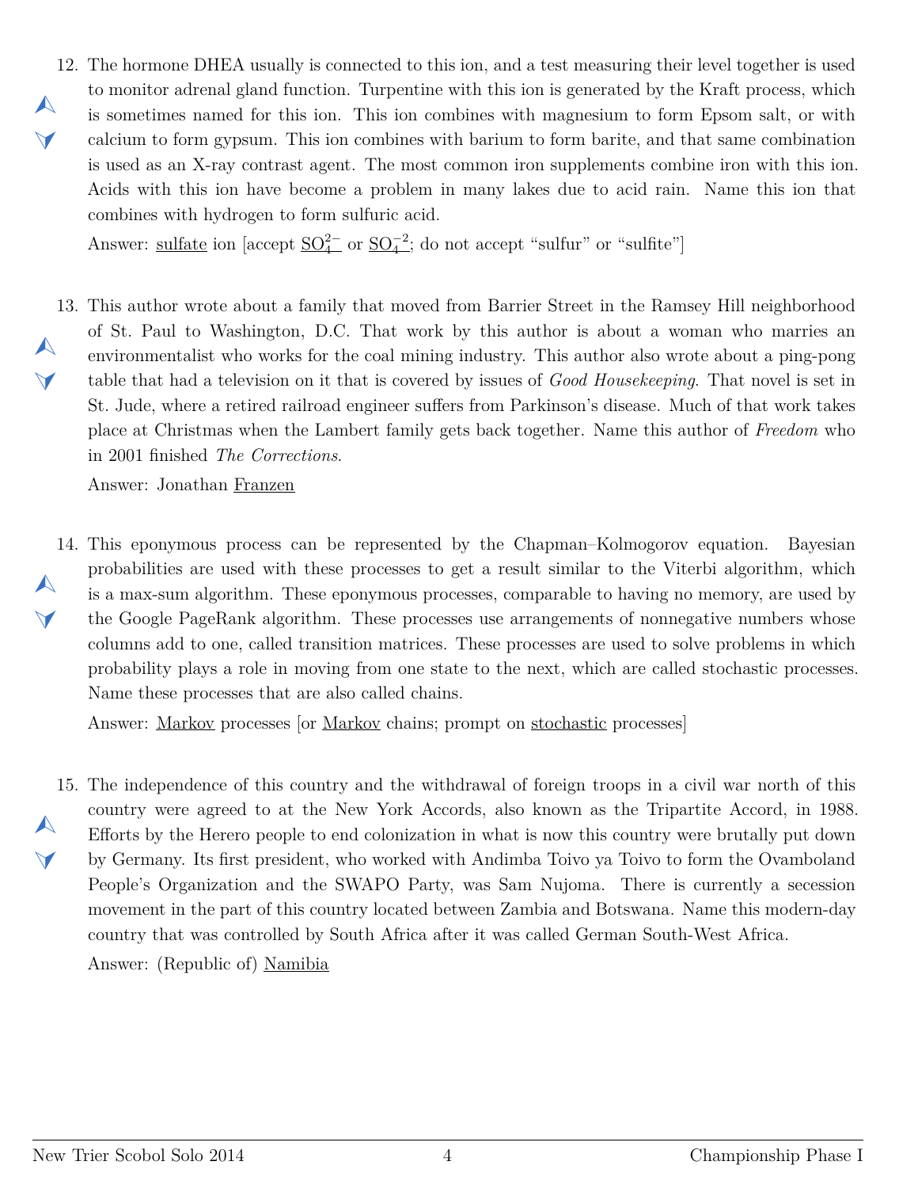12. The hormone DHEA usually is connected to this ion, and a test measuring their level together is used to monitor adrenal gland function. Turpentine with this ion is generated by the Kraft process, which is sometimes named for this ion. This ion combines with magnesium to form Epsom salt, or with calcium to form gypsum. This ion combines with barium to form barite, and that same combination is used as an X-ray contrast agent. The most common iron supplements combine iron with this ion. Acids with this ion have become a problem in many lakes due to acid rain. Name this ion that combines with hydrogen to form sulfuric acid.

    Answer: <u>sulfate</u> ion [accept $\underline{SO_4^{2-}}$ or $\underline{SO_4^{-2}}$; do not accept "sulfur" or "sulfite"]

13. This author wrote about a family that moved from Barrier Street in the Ramsey Hill neighborhood of St. Paul to Washington, D.C. That work by this author is about a woman who marries an environmentalist who works for the coal mining industry. This author also wrote about a ping-pong table that had a television on it that is covered by issues of *Good Housekeeping*. That novel is set in St. Jude, where a retired railroad engineer suffers from Parkinson's disease. Much of that work takes place at Christmas when the Lambert family gets back together. Name this author of *Freedom* who in 2001 finished *The Corrections*.

    Answer: Jonathan <u>Franzen</u>

14. This eponymous process can be represented by the Chapman–Kolmogorov equation. Bayesian probabilities are used with these processes to get a result similar to the Viterbi algorithm, which is a max-sum algorithm. These eponymous processes, comparable to having no memory, are used by the Google PageRank algorithm. These processes use arrangements of nonnegative numbers whose columns add to one, called transition matrices. These processes are used to solve problems in which probability plays a role in moving from one state to the next, which are called stochastic processes. Name these processes that are also called chains.

    Answer: <u>Markov</u> processes [or <u>Markov</u> chains; prompt on <u>stochastic</u> processes]

15. The independence of this country and the withdrawal of foreign troops in a civil war north of this country were agreed to at the New York Accords, also known as the Tripartite Accord, in 1988. Efforts by the Herero people to end colonization in what is now this country were brutally put down by Germany. Its first president, who worked with Andimba Toivo ya Toivo to form the Ovamboland People's Organization and the SWAPO Party, was Sam Nujoma. There is currently a secession movement in the part of this country located between Zambia and Botswana. Name this modern-day country that was controlled by South Africa after it was called German South-West Africa.

    Answer: (Republic of) <u>Namibia</u>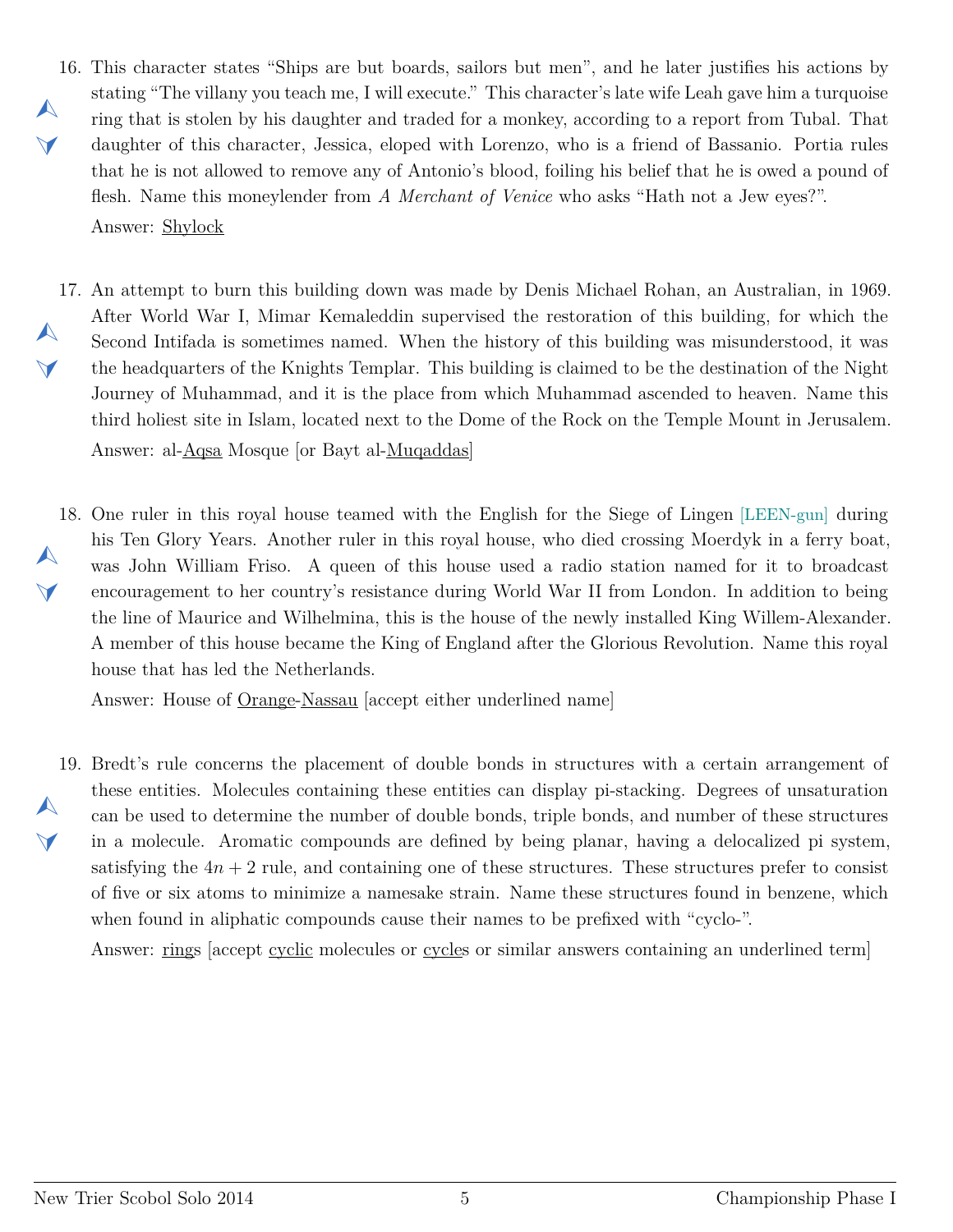16. This character states "Ships are but boards, sailors but men", and he later justifies his actions by stating "The villany you teach me, I will execute." This character's late wife Leah gave him a turquoise ring that is stolen by his daughter and traded for a monkey, according to a report from Tubal. That daughter of this character, Jessica, eloped with Lorenzo, who is a friend of Bassanio. Portia rules that he is not allowed to remove any of Antonio's blood, foiling his belief that he is owed a pound of flesh. Name this moneylender from *A Merchant of Venice* who asks "Hath not a Jew eyes?".

    Answer: <u>Shylock</u>

17. An attempt to burn this building down was made by Denis Michael Rohan, an Australian, in 1969. After World War I, Mimar Kemaleddin supervised the restoration of this building, for which the Second Intifada is sometimes named. When the history of this building was misunderstood, it was the headquarters of the Knights Templar. This building is claimed to be the destination of the Night Journey of Muhammad, and it is the place from which Muhammad ascended to heaven. Name this third holiest site in Islam, located next to the Dome of the Rock on the Temple Mount in Jerusalem.

    Answer: al-<u>Aqsa</u> Mosque [or Bayt al-<u>Muqaddas</u>]

18. One ruler in this royal house teamed with the English for the Siege of Lingen [LEEN-gun] during his Ten Glory Years. Another ruler in this royal house, who died crossing Moerdyk in a ferry boat, was John William Friso. A queen of this house used a radio station named for it to broadcast encouragement to her country's resistance during World War II from London. In addition to being the line of Maurice and Wilhelmina, this is the house of the newly installed King Willem-Alexander. A member of this house became the King of England after the Glorious Revolution. Name this royal house that has led the Netherlands.

    Answer: House of <u>Orange</u>-<u>Nassau</u> [accept either underlined name]

19. Bredt's rule concerns the placement of double bonds in structures with a certain arrangement of these entities. Molecules containing these entities can display pi-stacking. Degrees of unsaturation can be used to determine the number of double bonds, triple bonds, and number of these structures in a molecule. Aromatic compounds are defined by being planar, having a delocalized pi system, satisfying the $4n + 2$ rule, and containing one of these structures. These structures prefer to consist of five or six atoms to minimize a namesake strain. Name these structures found in benzene, which when found in aliphatic compounds cause their names to be prefixed with "cyclo-".

    Answer: <u>ring</u>s [accept <u>cyclic</u> molecules or <u>cycle</u>s or similar answers containing an underlined term]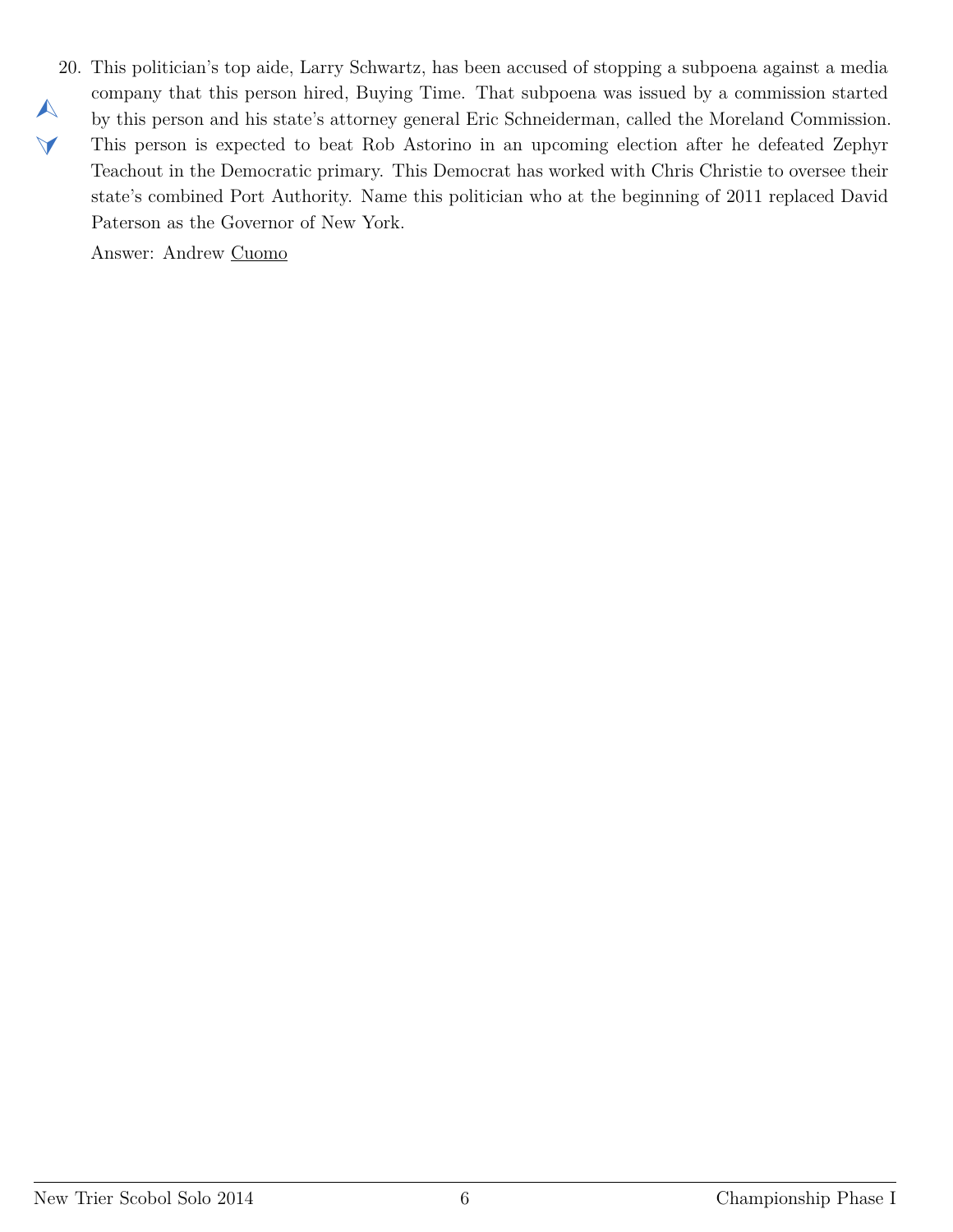20. This politician's top aide, Larry Schwartz, has been accused of stopping a subpoena against a media company that this person hired, Buying Time. That subpoena was issued by a commission started by this person and his state's attorney general Eric Schneiderman, called the Moreland Commission. This person is expected to beat Rob Astorino in an upcoming election after he defeated Zephyr Teachout in the Democratic primary. This Democrat has worked with Chris Christie to oversee their state's combined Port Authority. Name this politician who at the beginning of 2011 replaced David Paterson as the Governor of New York.

    Answer: Andrew <u>Cuomo</u>